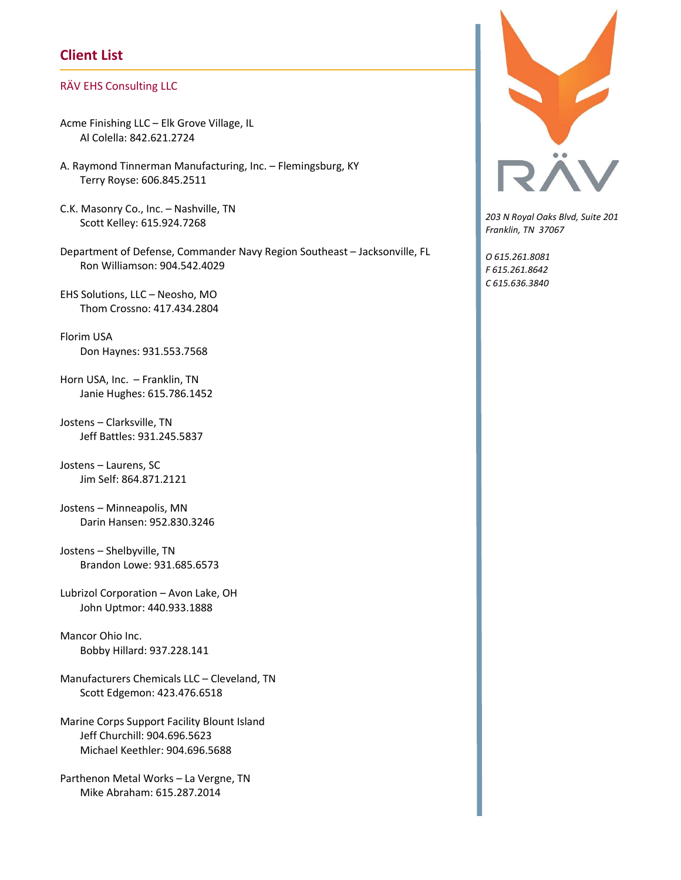## Client List

RÄV EHS Consulting LLC

Acme Finishing LLC – Elk Grove Village, IL
Al Colella: 842.621.2724

A. Raymond Tinnerman Manufacturing, Inc. – Flemingsburg, KY
Terry Royse: 606.845.2511

C.K. Masonry Co., Inc. – Nashville, TN
Scott Kelley: 615.924.7268

Department of Defense, Commander Navy Region Southeast – Jacksonville, FL
Ron Williamson: 904.542.4029

EHS Solutions, LLC – Neosho, MO
Thom Crossno: 417.434.2804

Florim USA
Don Haynes: 931.553.7568

Horn USA, Inc. – Franklin, TN
Janie Hughes: 615.786.1452

Jostens – Clarksville, TN
Jeff Battles: 931.245.5837

Jostens – Laurens, SC
Jim Self: 864.871.2121

Jostens – Minneapolis, MN
Darin Hansen: 952.830.3246

Jostens – Shelbyville, TN
Brandon Lowe: 931.685.6573

Lubrizol Corporation – Avon Lake, OH
John Uptmor: 440.933.1888

Mancor Ohio Inc.
Bobby Hillard: 937.228.141

Manufacturers Chemicals LLC – Cleveland, TN
Scott Edgemon: 423.476.6518

Marine Corps Support Facility Blount Island
Jeff Churchill: 904.696.5623
Michael Keethler: 904.696.5688

Parthenon Metal Works – La Vergne, TN
Mike Abraham: 615.287.2014

RÄV

*203 N Royal Oaks Blvd, Suite 201*
*Franklin, TN 37067*

*O 615.261.8081*
*F 615.261.8642*
*C 615.636.3840*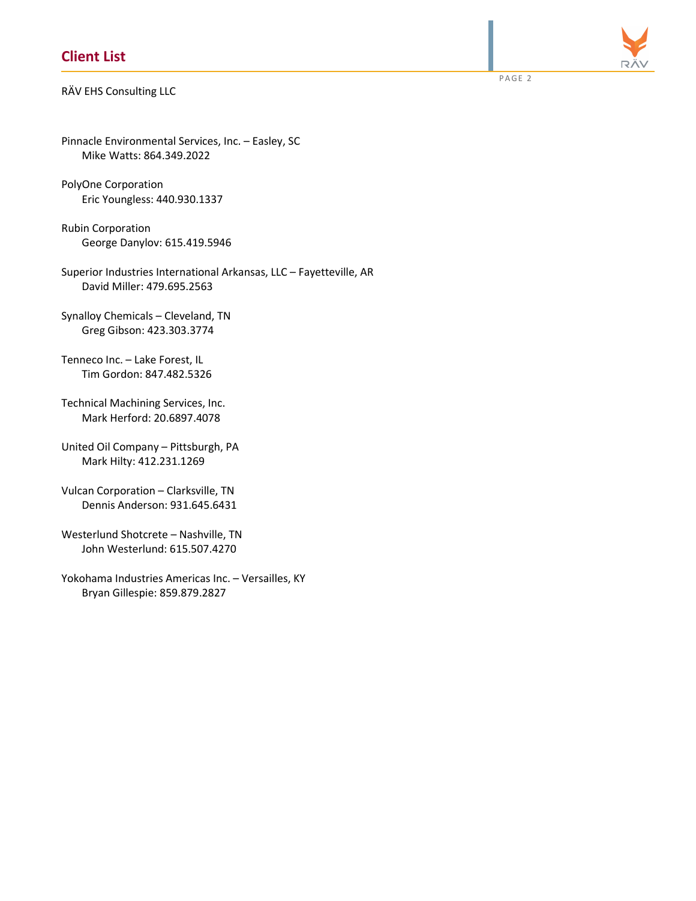## Client List

RÄV EHS Consulting LLC

Pinnacle Environmental Services, Inc. – Easley, SC
Mike Watts: 864.349.2022

PolyOne Corporation
Eric Youngless: 440.930.1337

Rubin Corporation
George Danylov: 615.419.5946

Superior Industries International Arkansas, LLC – Fayetteville, AR
David Miller: 479.695.2563

Synalloy Chemicals – Cleveland, TN
Greg Gibson: 423.303.3774

Tenneco Inc. – Lake Forest, IL
Tim Gordon: 847.482.5326

Technical Machining Services, Inc.
Mark Herford: 20.6897.4078

United Oil Company – Pittsburgh, PA
Mark Hilty: 412.231.1269

Vulcan Corporation – Clarksville, TN
Dennis Anderson: 931.645.6431

Westerlund Shotcrete – Nashville, TN
John Westerlund: 615.507.4270

Yokohama Industries Americas Inc. – Versailles, KY
Bryan Gillespie: 859.879.2827